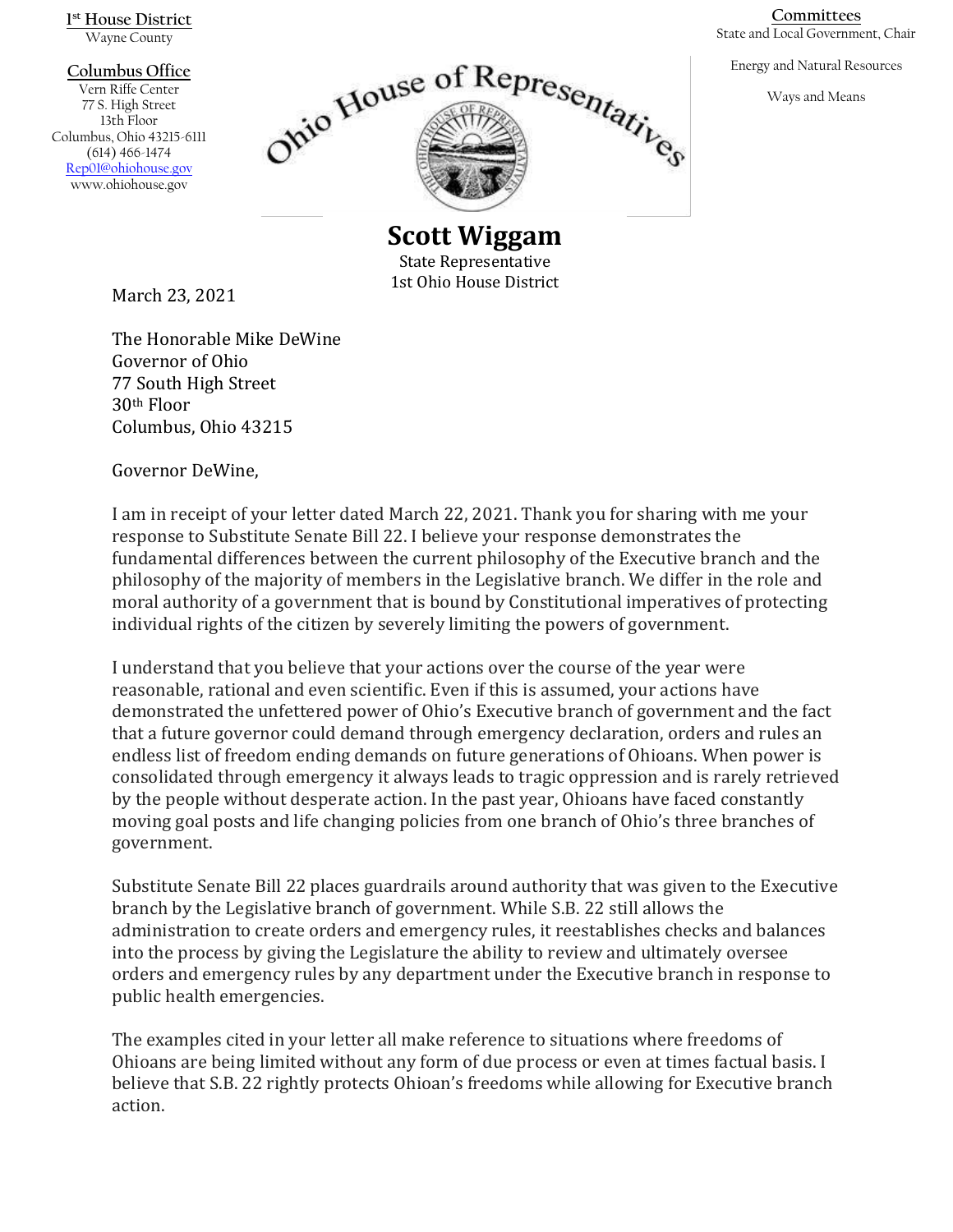**1[st] House District**
Wayne County

**Columbus Office**
Vern Riffe Center
77 S. High Street
13th Floor
Columbus, Ohio 43215-6111
(614) 466-1474
Rep01@ohiohouse.gov
www.ohiohouse.gov

**Committees**
State and Local Government, Chair

Energy and Natural Resources

Ways and Means

Ohio House of Representatives

**Scott Wiggam**
State Representative
1st Ohio House District

March 23, 2021

The Honorable Mike DeWine
Governor of Ohio
77 South High Street
30th Floor
Columbus, Ohio 43215

Governor DeWine,

I am in receipt of your letter dated March 22, 2021. Thank you for sharing with me your response to Substitute Senate Bill 22. I believe your response demonstrates the fundamental differences between the current philosophy of the Executive branch and the philosophy of the majority of members in the Legislative branch. We differ in the role and moral authority of a government that is bound by Constitutional imperatives of protecting individual rights of the citizen by severely limiting the powers of government.

I understand that you believe that your actions over the course of the year were reasonable, rational and even scientific. Even if this is assumed, your actions have demonstrated the unfettered power of Ohio's Executive branch of government and the fact that a future governor could demand through emergency declaration, orders and rules an endless list of freedom ending demands on future generations of Ohioans. When power is consolidated through emergency it always leads to tragic oppression and is rarely retrieved by the people without desperate action. In the past year, Ohioans have faced constantly moving goal posts and life changing policies from one branch of Ohio's three branches of government.

Substitute Senate Bill 22 places guardrails around authority that was given to the Executive branch by the Legislative branch of government. While S.B. 22 still allows the administration to create orders and emergency rules, it reestablishes checks and balances into the process by giving the Legislature the ability to review and ultimately oversee orders and emergency rules by any department under the Executive branch in response to public health emergencies.

The examples cited in your letter all make reference to situations where freedoms of Ohioans are being limited without any form of due process or even at times factual basis. I believe that S.B. 22 rightly protects Ohioan's freedoms while allowing for Executive branch action.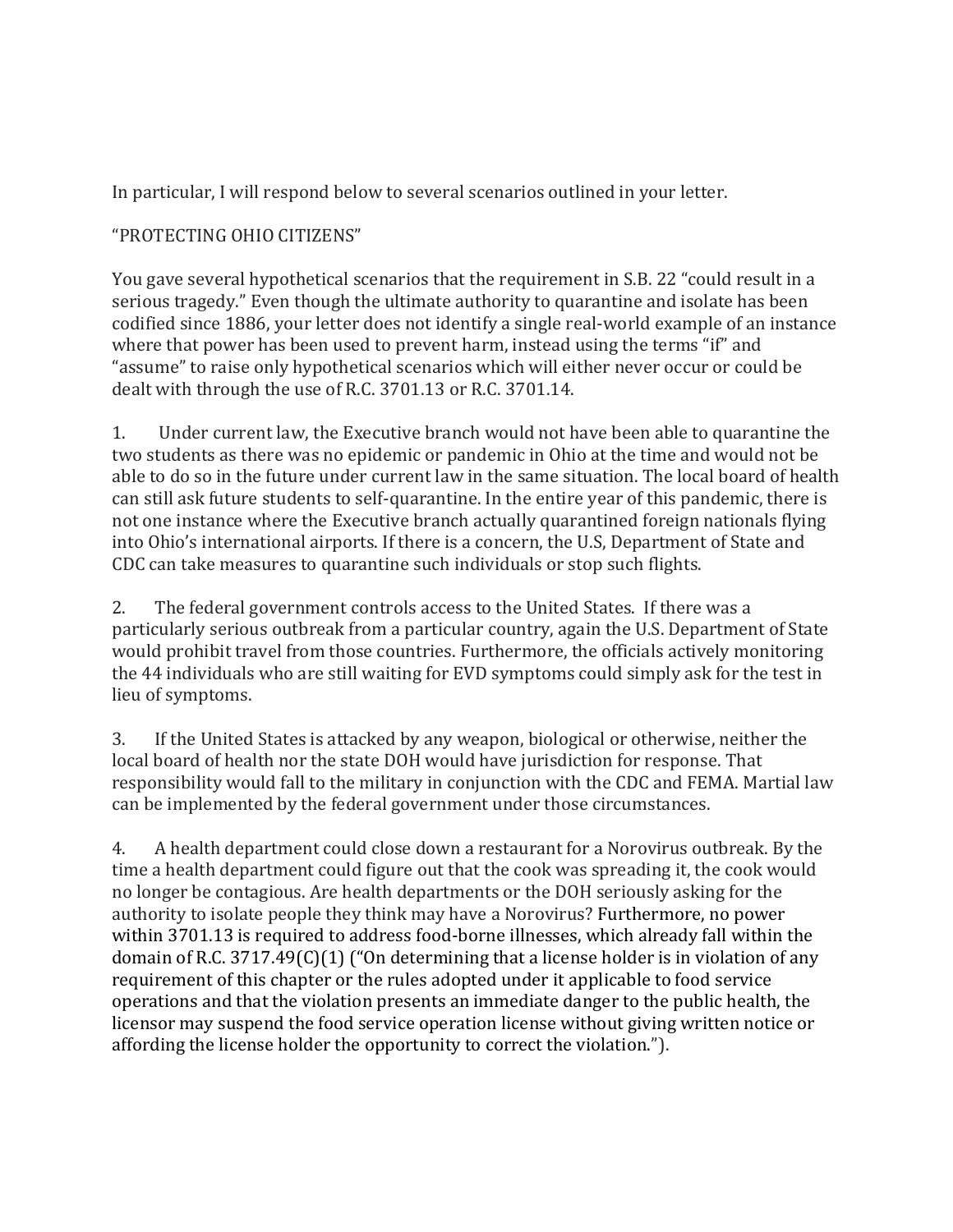In particular, I will respond below to several scenarios outlined in your letter.

"PROTECTING OHIO CITIZENS"

You gave several hypothetical scenarios that the requirement in S.B. 22 "could result in a serious tragedy." Even though the ultimate authority to quarantine and isolate has been codified since 1886, your letter does not identify a single real-world example of an instance where that power has been used to prevent harm, instead using the terms "if" and "assume" to raise only hypothetical scenarios which will either never occur or could be dealt with through the use of R.C. 3701.13 or R.C. 3701.14.

1. Under current law, the Executive branch would not have been able to quarantine the two students as there was no epidemic or pandemic in Ohio at the time and would not be able to do so in the future under current law in the same situation. The local board of health can still ask future students to self-quarantine. In the entire year of this pandemic, there is not one instance where the Executive branch actually quarantined foreign nationals flying into Ohio's international airports. If there is a concern, the U.S, Department of State and CDC can take measures to quarantine such individuals or stop such flights.

2. The federal government controls access to the United States. If there was a particularly serious outbreak from a particular country, again the U.S. Department of State would prohibit travel from those countries. Furthermore, the officials actively monitoring the 44 individuals who are still waiting for EVD symptoms could simply ask for the test in lieu of symptoms.

3. If the United States is attacked by any weapon, biological or otherwise, neither the local board of health nor the state DOH would have jurisdiction for response. That responsibility would fall to the military in conjunction with the CDC and FEMA. Martial law can be implemented by the federal government under those circumstances.

4. A health department could close down a restaurant for a Norovirus outbreak. By the time a health department could figure out that the cook was spreading it, the cook would no longer be contagious. Are health departments or the DOH seriously asking for the authority to isolate people they think may have a Norovirus? Furthermore, no power within 3701.13 is required to address food-borne illnesses, which already fall within the domain of R.C. 3717.49(C)(1) ("On determining that a license holder is in violation of any requirement of this chapter or the rules adopted under it applicable to food service operations and that the violation presents an immediate danger to the public health, the licensor may suspend the food service operation license without giving written notice or affording the license holder the opportunity to correct the violation.").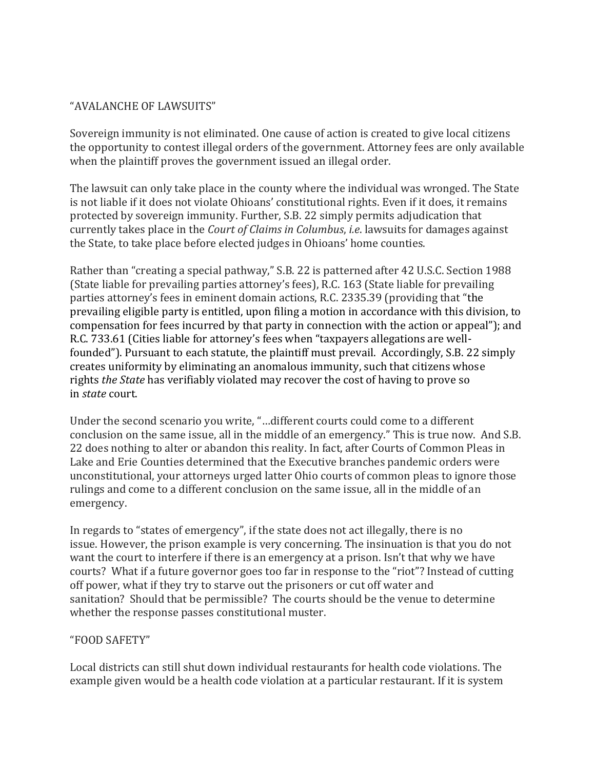"AVALANCHE OF LAWSUITS"

Sovereign immunity is not eliminated. One cause of action is created to give local citizens the opportunity to contest illegal orders of the government. Attorney fees are only available when the plaintiff proves the government issued an illegal order.

The lawsuit can only take place in the county where the individual was wronged. The State is not liable if it does not violate Ohioans' constitutional rights. Even if it does, it remains protected by sovereign immunity. Further, S.B. 22 simply permits adjudication that currently takes place in the *Court of Claims in Columbus*, *i.e*. lawsuits for damages against the State, to take place before elected judges in Ohioans' home counties.

Rather than "creating a special pathway," S.B. 22 is patterned after 42 U.S.C. Section 1988 (State liable for prevailing parties attorney's fees), R.C. 163 (State liable for prevailing parties attorney's fees in eminent domain actions, R.C. 2335.39 (providing that "the prevailing eligible party is entitled, upon filing a motion in accordance with this division, to compensation for fees incurred by that party in connection with the action or appeal"); and R.C. 733.61 (Cities liable for attorney's fees when "taxpayers allegations are well-founded"). Pursuant to each statute, the plaintiff must prevail. Accordingly, S.B. 22 simply creates uniformity by eliminating an anomalous immunity, such that citizens whose rights *the State* has verifiably violated may recover the cost of having to prove so in *state* court.

Under the second scenario you write, "…different courts could come to a different conclusion on the same issue, all in the middle of an emergency." This is true now. And S.B. 22 does nothing to alter or abandon this reality. In fact, after Courts of Common Pleas in Lake and Erie Counties determined that the Executive branches pandemic orders were unconstitutional, your attorneys urged latter Ohio courts of common pleas to ignore those rulings and come to a different conclusion on the same issue, all in the middle of an emergency.

In regards to "states of emergency", if the state does not act illegally, there is no issue. However, the prison example is very concerning. The insinuation is that you do not want the court to interfere if there is an emergency at a prison. Isn't that why we have courts? What if a future governor goes too far in response to the "riot"? Instead of cutting off power, what if they try to starve out the prisoners or cut off water and sanitation? Should that be permissible? The courts should be the venue to determine whether the response passes constitutional muster.

"FOOD SAFETY"

Local districts can still shut down individual restaurants for health code violations. The example given would be a health code violation at a particular restaurant. If it is system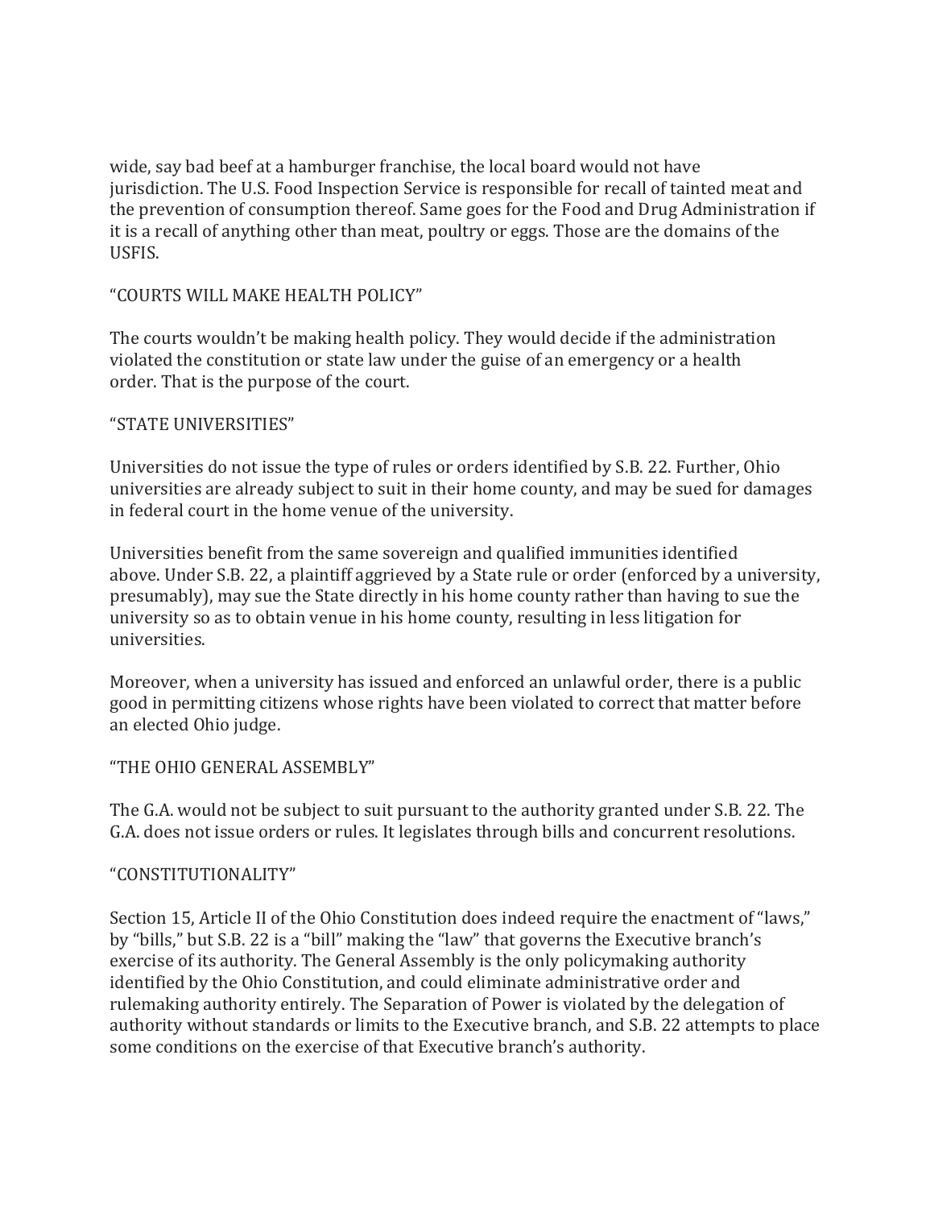wide, say bad beef at a hamburger franchise, the local board would not have jurisdiction. The U.S. Food Inspection Service is responsible for recall of tainted meat and the prevention of consumption thereof. Same goes for the Food and Drug Administration if it is a recall of anything other than meat, poultry or eggs. Those are the domains of the USFIS.

## "COURTS WILL MAKE HEALTH POLICY"

The courts wouldn't be making health policy. They would decide if the administration violated the constitution or state law under the guise of an emergency or a health order. That is the purpose of the court.

## "STATE UNIVERSITIES"

Universities do not issue the type of rules or orders identified by S.B. 22. Further, Ohio universities are already subject to suit in their home county, and may be sued for damages in federal court in the home venue of the university.

Universities benefit from the same sovereign and qualified immunities identified above. Under S.B. 22, a plaintiff aggrieved by a State rule or order (enforced by a university, presumably), may sue the State directly in his home county rather than having to sue the university so as to obtain venue in his home county, resulting in less litigation for universities.

Moreover, when a university has issued and enforced an unlawful order, there is a public good in permitting citizens whose rights have been violated to correct that matter before an elected Ohio judge.

## "THE OHIO GENERAL ASSEMBLY"

The G.A. would not be subject to suit pursuant to the authority granted under S.B. 22. The G.A. does not issue orders or rules. It legislates through bills and concurrent resolutions.

## "CONSTITUTIONALITY"

Section 15, Article II of the Ohio Constitution does indeed require the enactment of "laws," by "bills," but S.B. 22 is a "bill" making the "law" that governs the Executive branch's exercise of its authority. The General Assembly is the only policymaking authority identified by the Ohio Constitution, and could eliminate administrative order and rulemaking authority entirely. The Separation of Power is violated by the delegation of authority without standards or limits to the Executive branch, and S.B. 22 attempts to place some conditions on the exercise of that Executive branch's authority.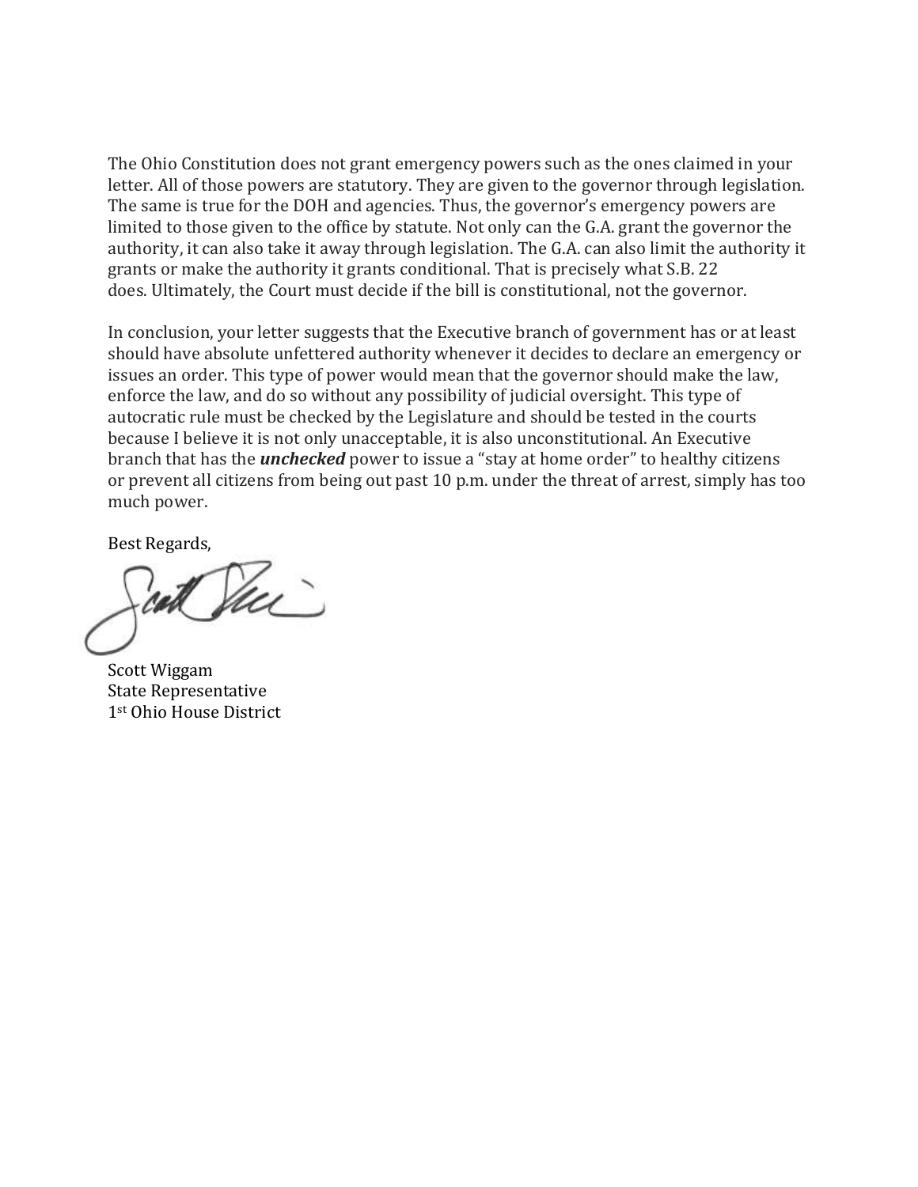The Ohio Constitution does not grant emergency powers such as the ones claimed in your letter. All of those powers are statutory. They are given to the governor through legislation. The same is true for the DOH and agencies. Thus, the governor's emergency powers are limited to those given to the office by statute. Not only can the G.A. grant the governor the authority, it can also take it away through legislation. The G.A. can also limit the authority it grants or make the authority it grants conditional. That is precisely what S.B. 22 does. Ultimately, the Court must decide if the bill is constitutional, not the governor.

In conclusion, your letter suggests that the Executive branch of government has or at least should have absolute unfettered authority whenever it decides to declare an emergency or issues an order. This type of power would mean that the governor should make the law, enforce the law, and do so without any possibility of judicial oversight. This type of autocratic rule must be checked by the Legislature and should be tested in the courts because I believe it is not only unacceptable, it is also unconstitutional. An Executive branch that has the ***unchecked*** power to issue a "stay at home order" to healthy citizens or prevent all citizens from being out past 10 p.m. under the threat of arrest, simply has too much power.

Best Regards,

Scott Wiggam
State Representative
1st Ohio House District